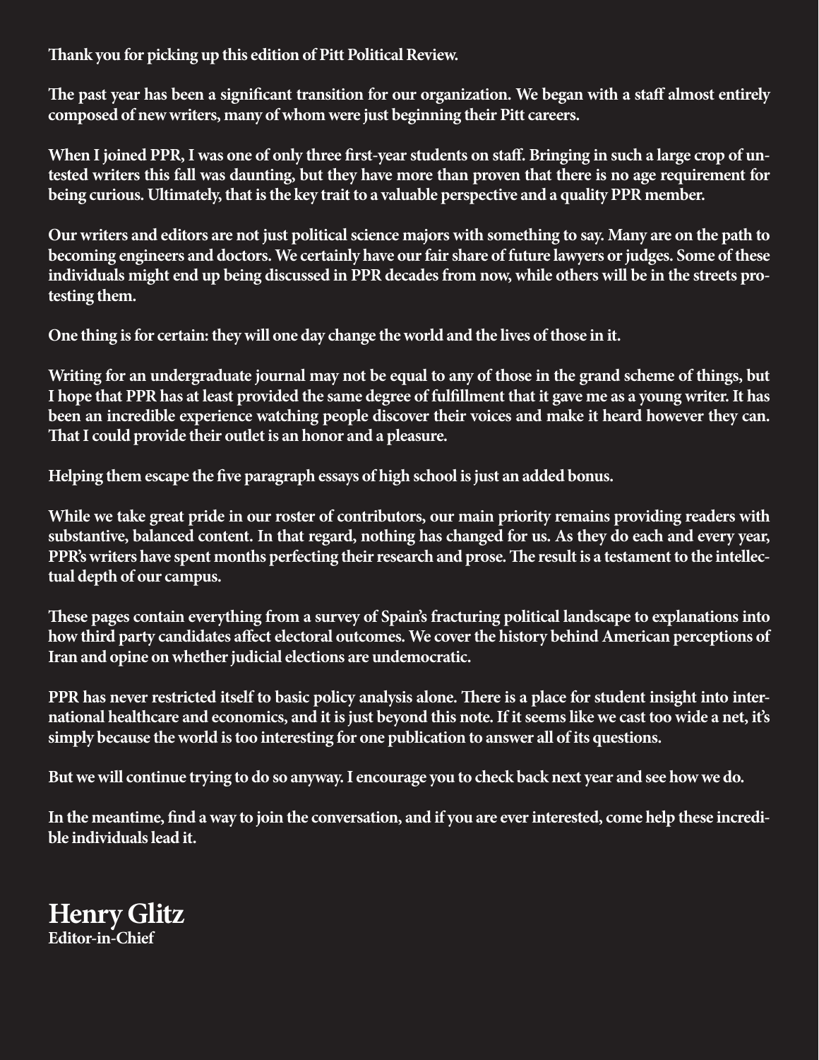Thank you for picking up this edition of Pitt Political Review.

The past year has been a significant transition for our organization. We began with a staff almost entirely composed of new writers, many of whom were just beginning their Pitt careers.

When I joined PPR, I was one of only three first-year students on staff. Bringing in such a large crop of untested writers this fall was daunting, but they have more than proven that there is no age requirement for being curious. Ultimately, that is the key trait to a valuable perspective and a quality PPR member.

Our writers and editors are not just political science majors with something to say. Many are on the path to becoming engineers and doctors. We certainly have our fair share of future lawyers or judges. Some of these individuals might end up being discussed in PPR decades from now, while others will be in the streets protesting them.

One thing is for certain: they will one day change the world and the lives of those in it.

Writing for an undergraduate journal may not be equal to any of those in the grand scheme of things, but I hope that PPR has at least provided the same degree of fulfillment that it gave me as a young writer. It has been an incredible experience watching people discover their voices and make it heard however they can. That I could provide their outlet is an honor and a pleasure.

Helping them escape the five paragraph essays of high school is just an added bonus.

While we take great pride in our roster of contributors, our main priority remains providing readers with substantive, balanced content. In that regard, nothing has changed for us. As they do each and every year, PPR's writers have spent months perfecting their research and prose. The result is a testament to the intellectual depth of our campus.

These pages contain everything from a survey of Spain's fracturing political landscape to explanations into how third party candidates affect electoral outcomes. We cover the history behind American perceptions of Iran and opine on whether judicial elections are undemocratic.

PPR has never restricted itself to basic policy analysis alone. There is a place for student insight into international healthcare and economics, and it is just beyond this note. If it seems like we cast too wide a net, it's simply because the world is too interesting for one publication to answer all of its questions.

But we will continue trying to do so anyway. I encourage you to check back next year and see how we do.

In the meantime, find a way to join the conversation, and if you are ever interested, come help these incredible individuals lead it.

**Henry Glitz**
**Editor-in-Chief**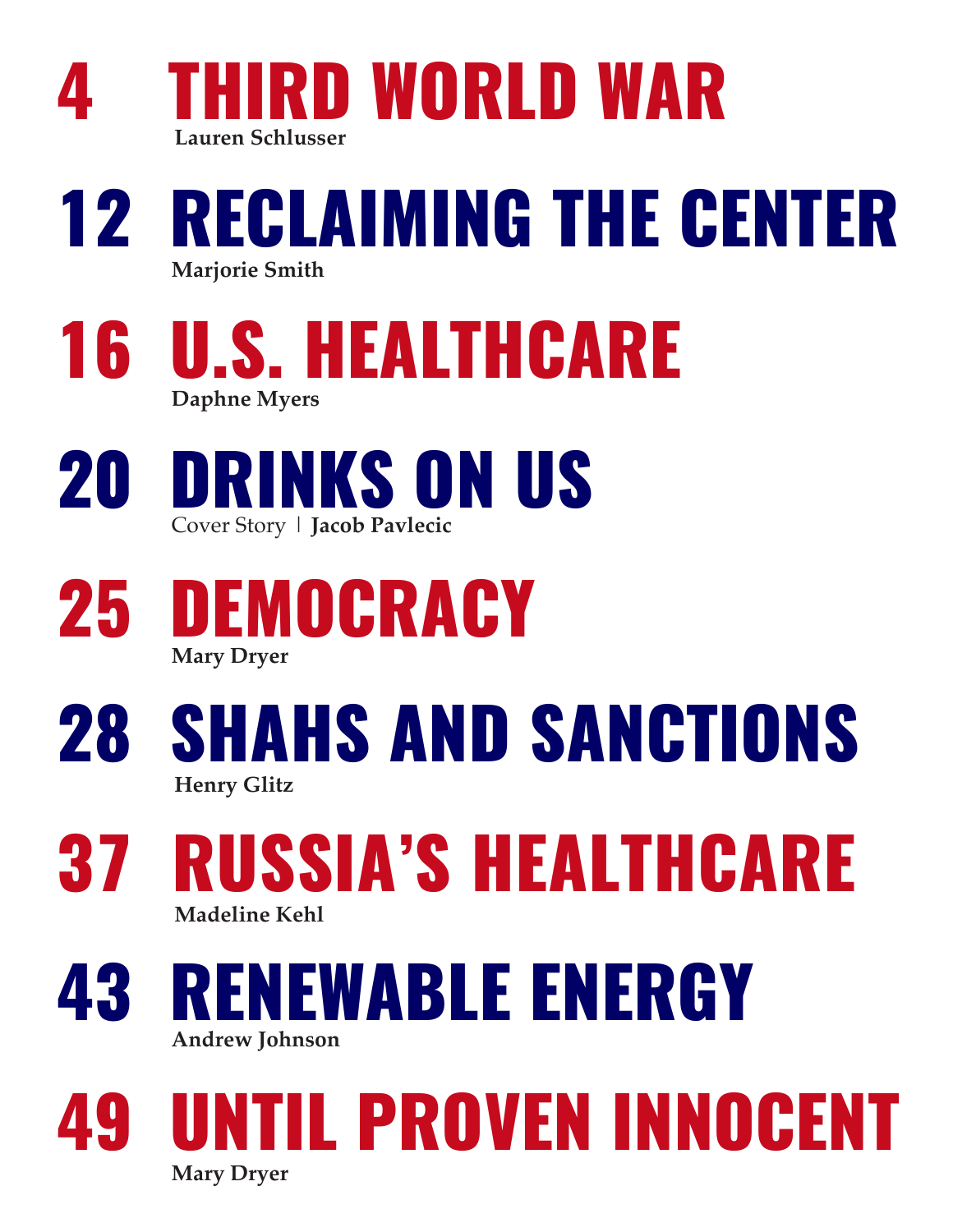## 4 THIRD WORLD WAR
**Lauren Schlusser**

## 12 RECLAIMING THE CENTER
**Marjorie Smith**

## 16 U.S. HEALTHCARE
**Daphne Myers**

## 20 DRINKS ON US
Cover Story | **Jacob Pavlecic**

## 25 DEMOCRACY
**Mary Dryer**

## 28 SHAHS AND SANCTIONS
**Henry Glitz**

## 37 RUSSIA'S HEALTHCARE
**Madeline Kehl**

## 43 RENEWABLE ENERGY
**Andrew Johnson**

## 49 UNTIL PROVEN INNOCENT
**Mary Dryer**